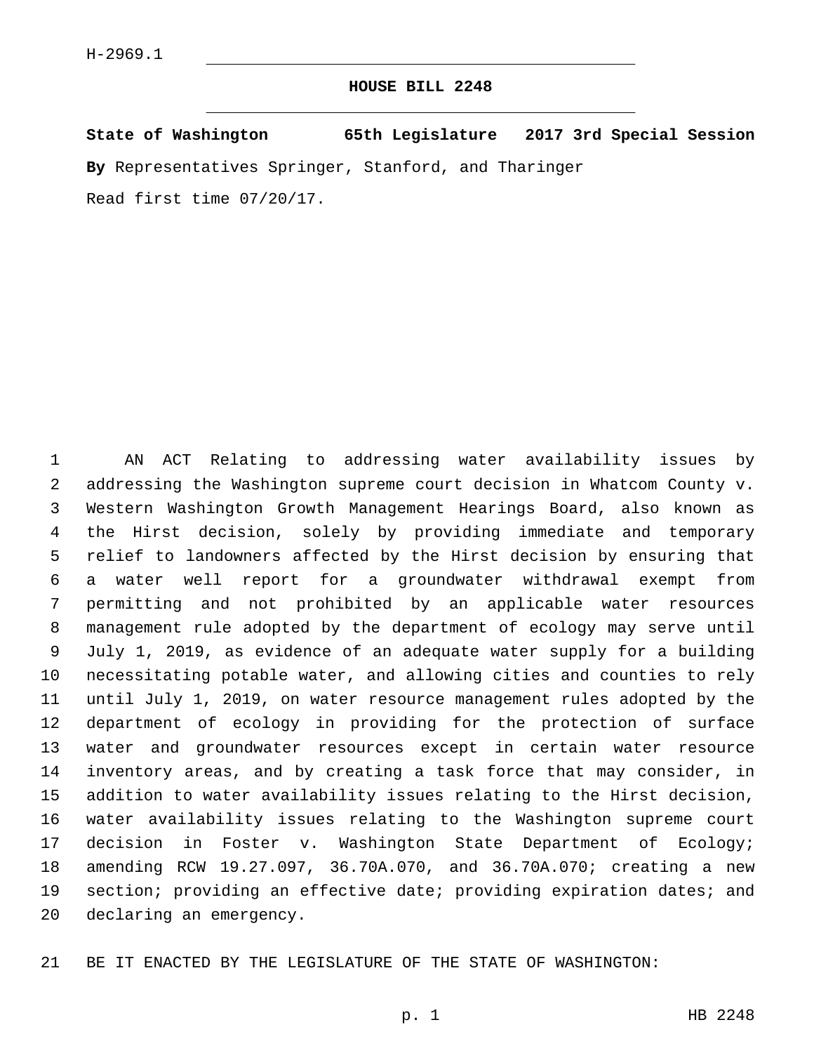H-2969.1

# HOUSE BILL 2248

**State of Washington 65th Legislature 2017 3rd Special Session**

**By** Representatives Springer, Stanford, and Tharinger

Read first time 07/20/17.

AN ACT Relating to addressing water availability issues by addressing the Washington supreme court decision in Whatcom County v. Western Washington Growth Management Hearings Board, also known as the Hirst decision, solely by providing immediate and temporary relief to landowners affected by the Hirst decision by ensuring that a water well report for a groundwater withdrawal exempt from permitting and not prohibited by an applicable water resources management rule adopted by the department of ecology may serve until July 1, 2019, as evidence of an adequate water supply for a building necessitating potable water, and allowing cities and counties to rely until July 1, 2019, on water resource management rules adopted by the department of ecology in providing for the protection of surface water and groundwater resources except in certain water resource inventory areas, and by creating a task force that may consider, in addition to water availability issues relating to the Hirst decision, water availability issues relating to the Washington supreme court decision in Foster v. Washington State Department of Ecology; amending RCW 19.27.097, 36.70A.070, and 36.70A.070; creating a new section; providing an effective date; providing expiration dates; and declaring an emergency.

BE IT ENACTED BY THE LEGISLATURE OF THE STATE OF WASHINGTON: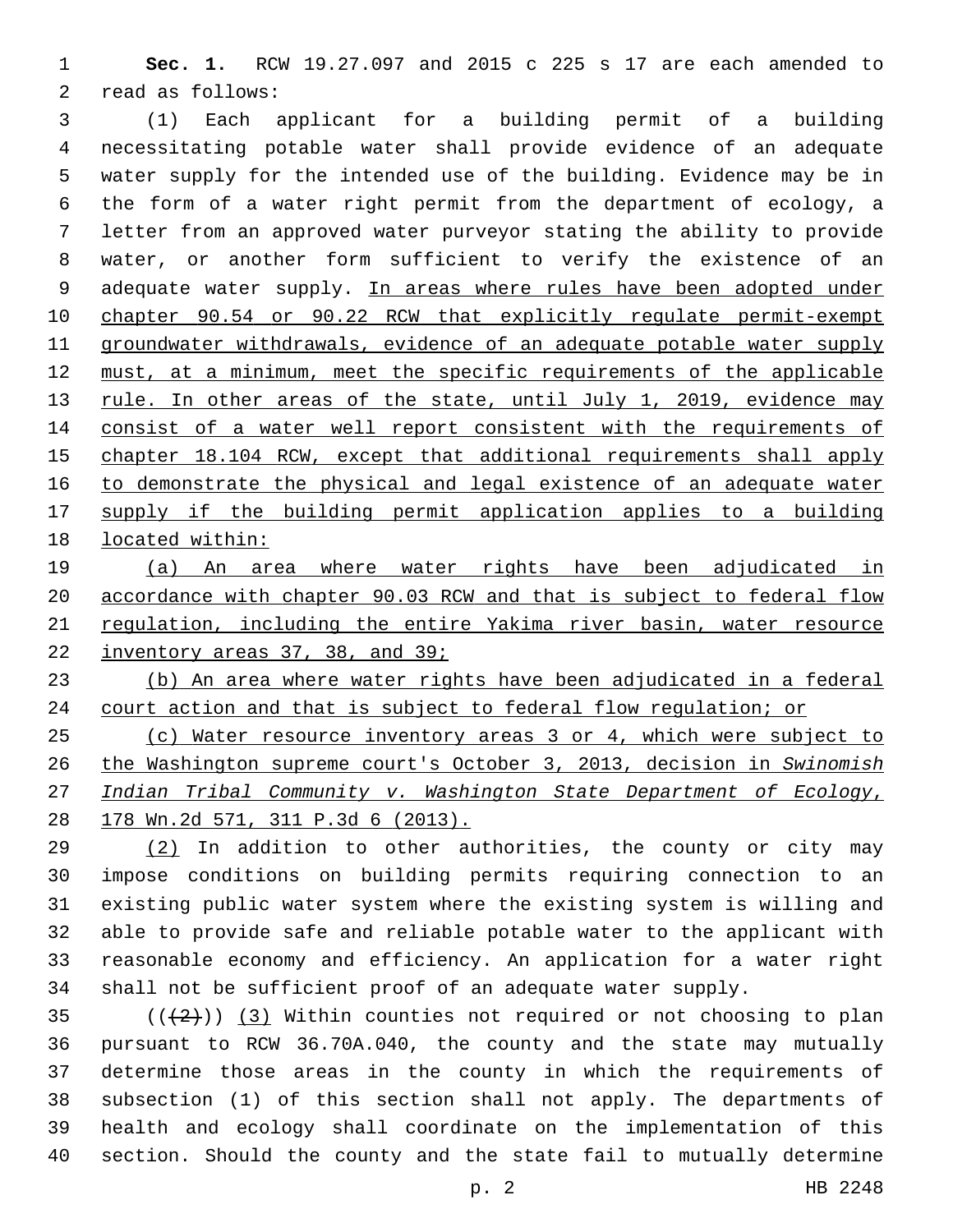**Sec. 1.** RCW 19.27.097 and 2015 c 225 s 17 are each amended to read as follows:

(1) Each applicant for a building permit of a building necessitating potable water shall provide evidence of an adequate water supply for the intended use of the building. Evidence may be in the form of a water right permit from the department of ecology, a letter from an approved water purveyor stating the ability to provide water, or another form sufficient to verify the existence of an adequate water supply. In areas where rules have been adopted under chapter 90.54 or 90.22 RCW that explicitly regulate permit-exempt groundwater withdrawals, evidence of an adequate potable water supply must, at a minimum, meet the specific requirements of the applicable rule. In other areas of the state, until July 1, 2019, evidence may consist of a water well report consistent with the requirements of chapter 18.104 RCW, except that additional requirements shall apply to demonstrate the physical and legal existence of an adequate water supply if the building permit application applies to a building located within:

(a) An area where water rights have been adjudicated in accordance with chapter 90.03 RCW and that is subject to federal flow regulation, including the entire Yakima river basin, water resource inventory areas 37, 38, and 39;

(b) An area where water rights have been adjudicated in a federal court action and that is subject to federal flow regulation; or

(c) Water resource inventory areas 3 or 4, which were subject to the Washington supreme court's October 3, 2013, decision in *Swinomish Indian Tribal Community v. Washington State Department of Ecology*, 178 Wn.2d 571, 311 P.3d 6 (2013).

(2) In addition to other authorities, the county or city may impose conditions on building permits requiring connection to an existing public water system where the existing system is willing and able to provide safe and reliable potable water to the applicant with reasonable economy and efficiency. An application for a water right shall not be sufficient proof of an adequate water supply.

(((2))) (3) Within counties not required or not choosing to plan pursuant to RCW 36.70A.040, the county and the state may mutually determine those areas in the county in which the requirements of subsection (1) of this section shall not apply. The departments of health and ecology shall coordinate on the implementation of this section. Should the county and the state fail to mutually determine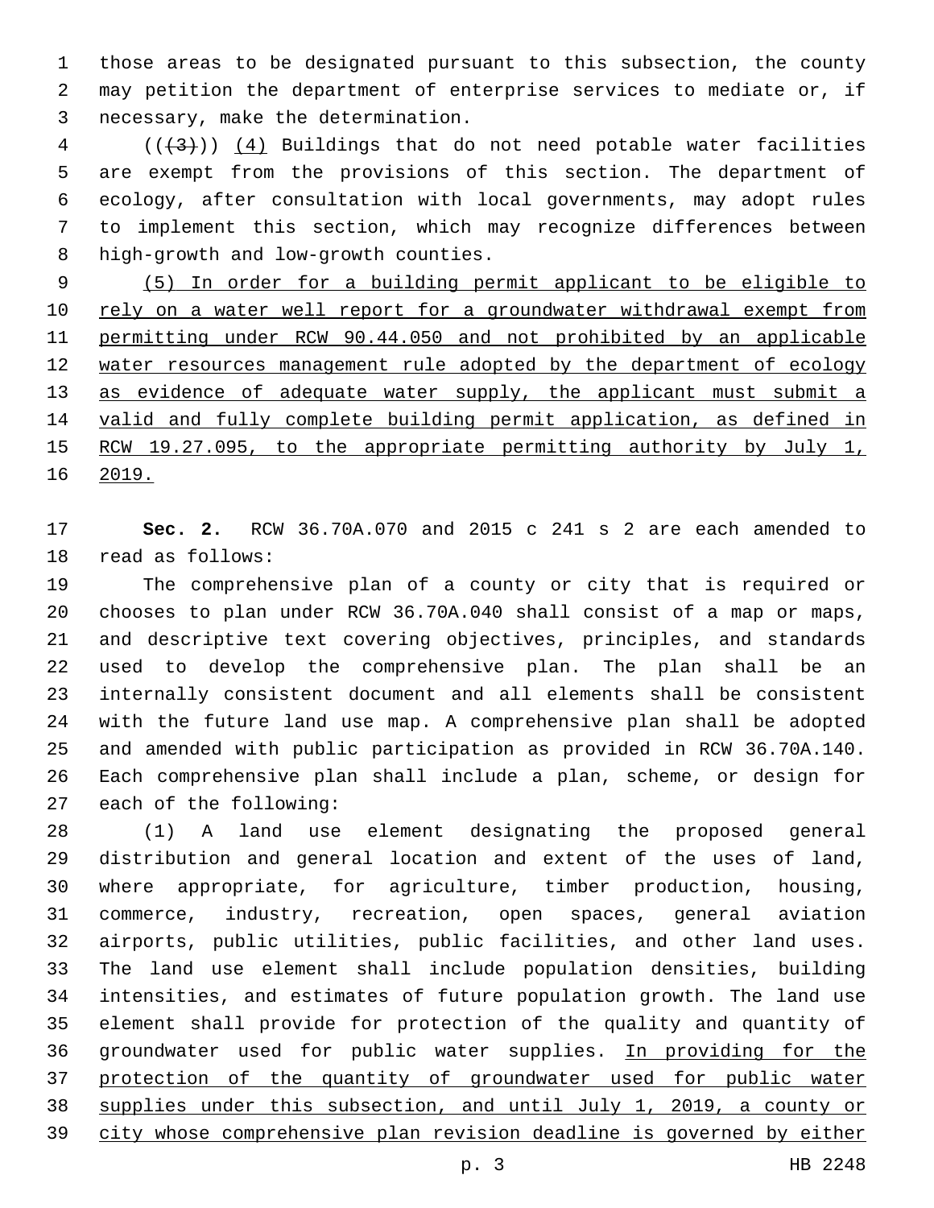those areas to be designated pursuant to this subsection, the county may petition the department of enterprise services to mediate or, if necessary, make the determination.

((~~(3)~~)) <u>(4)</u> Buildings that do not need potable water facilities are exempt from the provisions of this section. The department of ecology, after consultation with local governments, may adopt rules to implement this section, which may recognize differences between high-growth and low-growth counties.

<u>(5) In order for a building permit applicant to be eligible to rely on a water well report for a groundwater withdrawal exempt from permitting under RCW 90.44.050 and not prohibited by an applicable water resources management rule adopted by the department of ecology as evidence of adequate water supply, the applicant must submit a valid and fully complete building permit application, as defined in RCW 19.27.095, to the appropriate permitting authority by July 1, 2019.</u>

**Sec. 2.** RCW 36.70A.070 and 2015 c 241 s 2 are each amended to read as follows:

The comprehensive plan of a county or city that is required or chooses to plan under RCW 36.70A.040 shall consist of a map or maps, and descriptive text covering objectives, principles, and standards used to develop the comprehensive plan. The plan shall be an internally consistent document and all elements shall be consistent with the future land use map. A comprehensive plan shall be adopted and amended with public participation as provided in RCW 36.70A.140. Each comprehensive plan shall include a plan, scheme, or design for each of the following:

(1) A land use element designating the proposed general distribution and general location and extent of the uses of land, where appropriate, for agriculture, timber production, housing, commerce, industry, recreation, open spaces, general aviation airports, public utilities, public facilities, and other land uses. The land use element shall include population densities, building intensities, and estimates of future population growth. The land use element shall provide for protection of the quality and quantity of groundwater used for public water supplies. <u>In providing for the protection of the quantity of groundwater used for public water supplies under this subsection, and until July 1, 2019, a county or city whose comprehensive plan revision deadline is governed by either</u>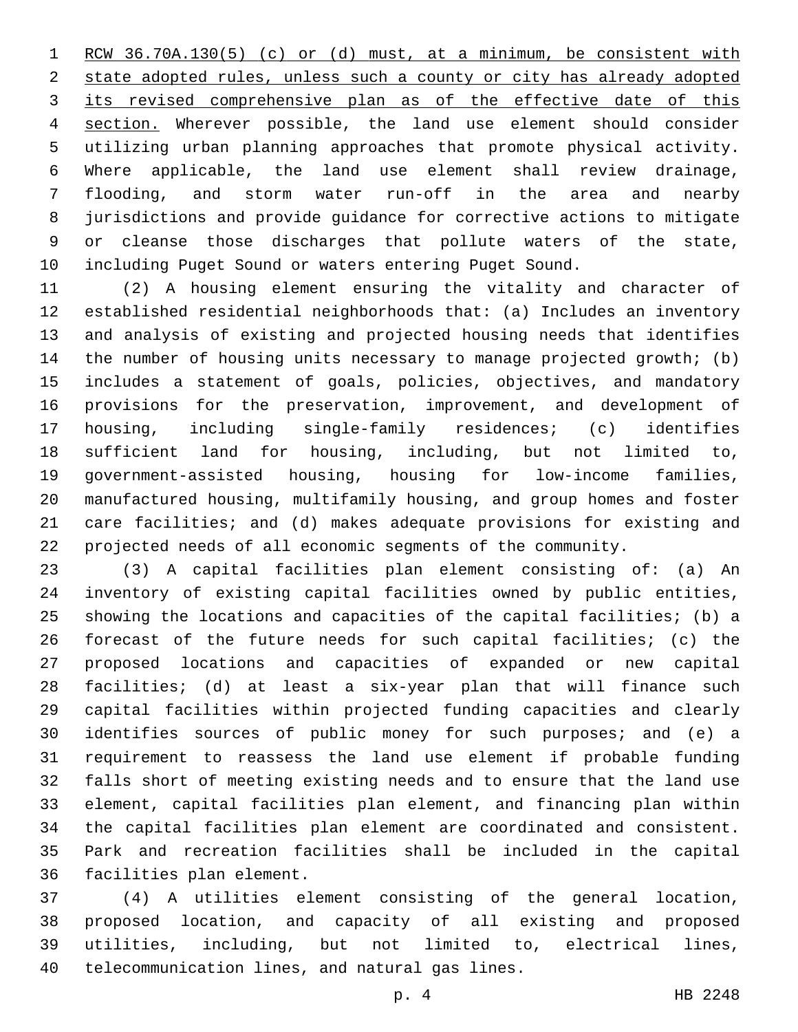RCW 36.70A.130(5) (c) or (d) must, at a minimum, be consistent with state adopted rules, unless such a county or city has already adopted its revised comprehensive plan as of the effective date of this section. Wherever possible, the land use element should consider utilizing urban planning approaches that promote physical activity. Where applicable, the land use element shall review drainage, flooding, and storm water run-off in the area and nearby jurisdictions and provide guidance for corrective actions to mitigate or cleanse those discharges that pollute waters of the state, including Puget Sound or waters entering Puget Sound.

(2) A housing element ensuring the vitality and character of established residential neighborhoods that: (a) Includes an inventory and analysis of existing and projected housing needs that identifies the number of housing units necessary to manage projected growth; (b) includes a statement of goals, policies, objectives, and mandatory provisions for the preservation, improvement, and development of housing, including single-family residences; (c) identifies sufficient land for housing, including, but not limited to, government-assisted housing, housing for low-income families, manufactured housing, multifamily housing, and group homes and foster care facilities; and (d) makes adequate provisions for existing and projected needs of all economic segments of the community.

(3) A capital facilities plan element consisting of: (a) An inventory of existing capital facilities owned by public entities, showing the locations and capacities of the capital facilities; (b) a forecast of the future needs for such capital facilities; (c) the proposed locations and capacities of expanded or new capital facilities; (d) at least a six-year plan that will finance such capital facilities within projected funding capacities and clearly identifies sources of public money for such purposes; and (e) a requirement to reassess the land use element if probable funding falls short of meeting existing needs and to ensure that the land use element, capital facilities plan element, and financing plan within the capital facilities plan element are coordinated and consistent. Park and recreation facilities shall be included in the capital facilities plan element.

(4) A utilities element consisting of the general location, proposed location, and capacity of all existing and proposed utilities, including, but not limited to, electrical lines, telecommunication lines, and natural gas lines.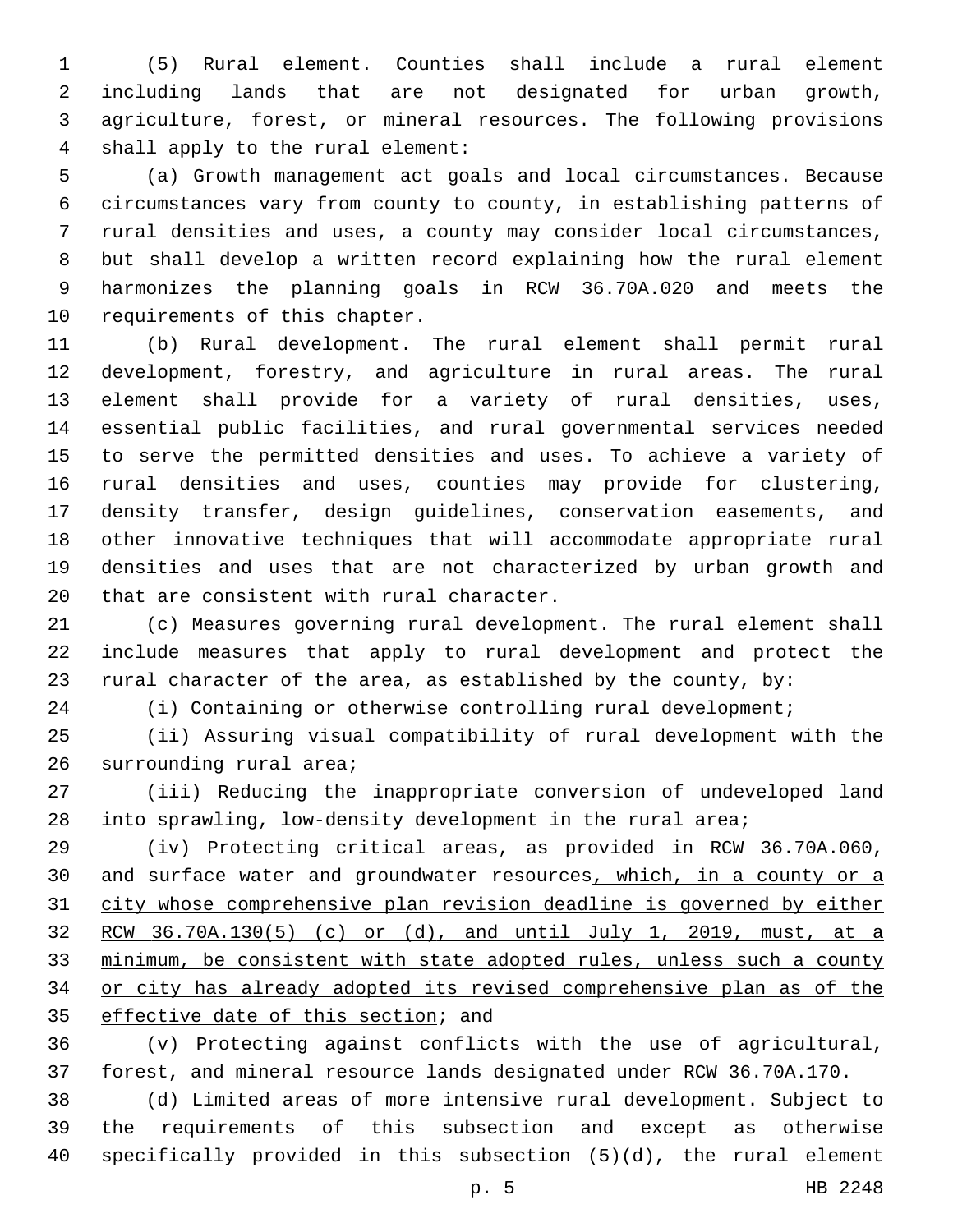(5) Rural element. Counties shall include a rural element including lands that are not designated for urban growth, agriculture, forest, or mineral resources. The following provisions shall apply to the rural element:

(a) Growth management act goals and local circumstances. Because circumstances vary from county to county, in establishing patterns of rural densities and uses, a county may consider local circumstances, but shall develop a written record explaining how the rural element harmonizes the planning goals in RCW 36.70A.020 and meets the requirements of this chapter.

(b) Rural development. The rural element shall permit rural development, forestry, and agriculture in rural areas. The rural element shall provide for a variety of rural densities, uses, essential public facilities, and rural governmental services needed to serve the permitted densities and uses. To achieve a variety of rural densities and uses, counties may provide for clustering, density transfer, design guidelines, conservation easements, and other innovative techniques that will accommodate appropriate rural densities and uses that are not characterized by urban growth and that are consistent with rural character.

(c) Measures governing rural development. The rural element shall include measures that apply to rural development and protect the rural character of the area, as established by the county, by:

(i) Containing or otherwise controlling rural development;

(ii) Assuring visual compatibility of rural development with the surrounding rural area;

(iii) Reducing the inappropriate conversion of undeveloped land into sprawling, low-density development in the rural area;

(iv) Protecting critical areas, as provided in RCW 36.70A.060, and surface water and groundwater resources<u>, which, in a county or a city whose comprehensive plan revision deadline is governed by either RCW 36.70A.130(5) (c) or (d), and until July 1, 2019, must, at a minimum, be consistent with state adopted rules, unless such a county or city has already adopted its revised comprehensive plan as of the effective date of this section</u>; and

(v) Protecting against conflicts with the use of agricultural, forest, and mineral resource lands designated under RCW 36.70A.170.

(d) Limited areas of more intensive rural development. Subject to the requirements of this subsection and except as otherwise specifically provided in this subsection (5)(d), the rural element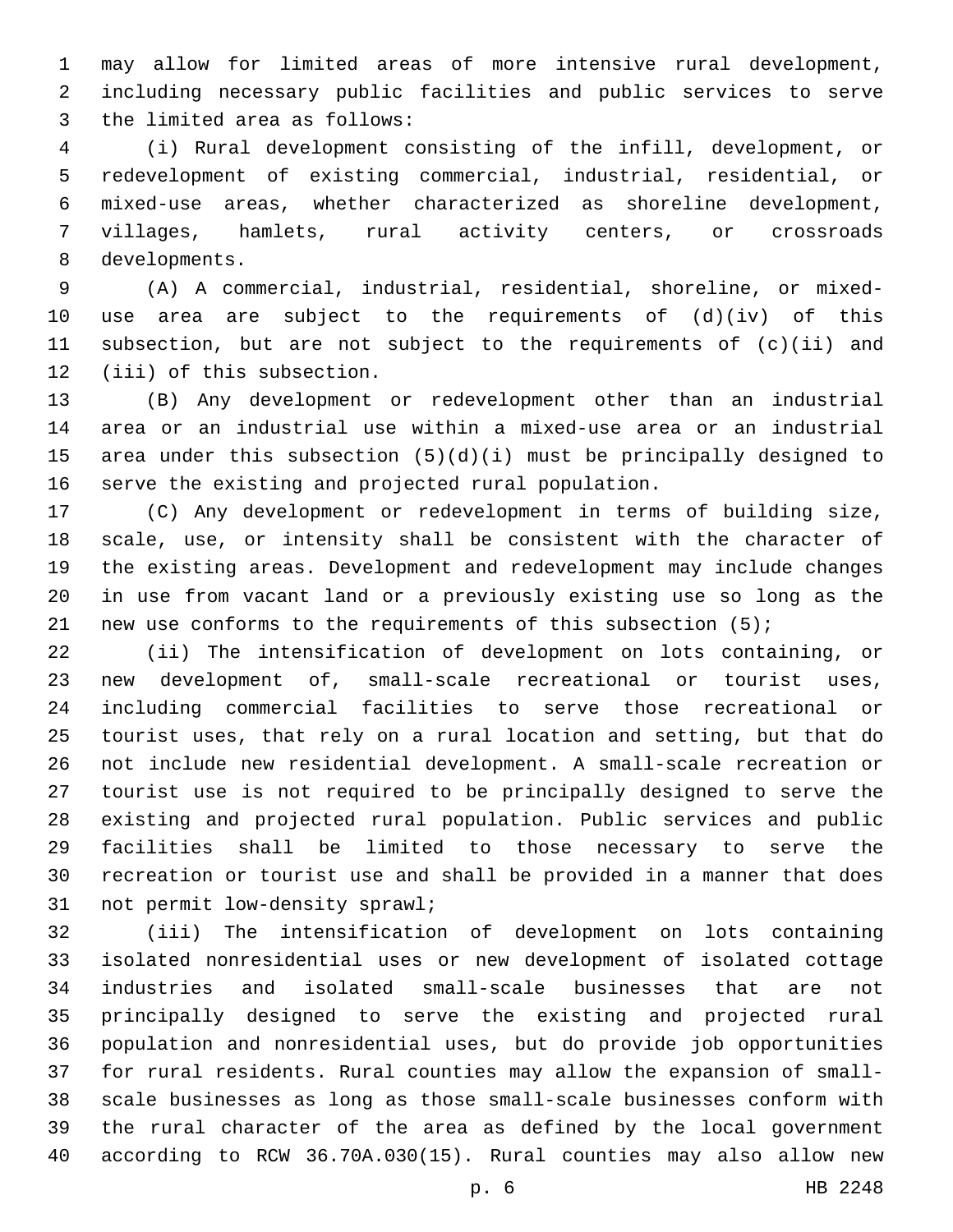may allow for limited areas of more intensive rural development, including necessary public facilities and public services to serve the limited area as follows:

(i) Rural development consisting of the infill, development, or redevelopment of existing commercial, industrial, residential, or mixed-use areas, whether characterized as shoreline development, villages, hamlets, rural activity centers, or crossroads developments.

(A) A commercial, industrial, residential, shoreline, or mixed-use area are subject to the requirements of (d)(iv) of this subsection, but are not subject to the requirements of (c)(ii) and (iii) of this subsection.

(B) Any development or redevelopment other than an industrial area or an industrial use within a mixed-use area or an industrial area under this subsection (5)(d)(i) must be principally designed to serve the existing and projected rural population.

(C) Any development or redevelopment in terms of building size, scale, use, or intensity shall be consistent with the character of the existing areas. Development and redevelopment may include changes in use from vacant land or a previously existing use so long as the new use conforms to the requirements of this subsection (5);

(ii) The intensification of development on lots containing, or new development of, small-scale recreational or tourist uses, including commercial facilities to serve those recreational or tourist uses, that rely on a rural location and setting, but that do not include new residential development. A small-scale recreation or tourist use is not required to be principally designed to serve the existing and projected rural population. Public services and public facilities shall be limited to those necessary to serve the recreation or tourist use and shall be provided in a manner that does not permit low-density sprawl;

(iii) The intensification of development on lots containing isolated nonresidential uses or new development of isolated cottage industries and isolated small-scale businesses that are not principally designed to serve the existing and projected rural population and nonresidential uses, but do provide job opportunities for rural residents. Rural counties may allow the expansion of small-scale businesses as long as those small-scale businesses conform with the rural character of the area as defined by the local government according to RCW 36.70A.030(15). Rural counties may also allow new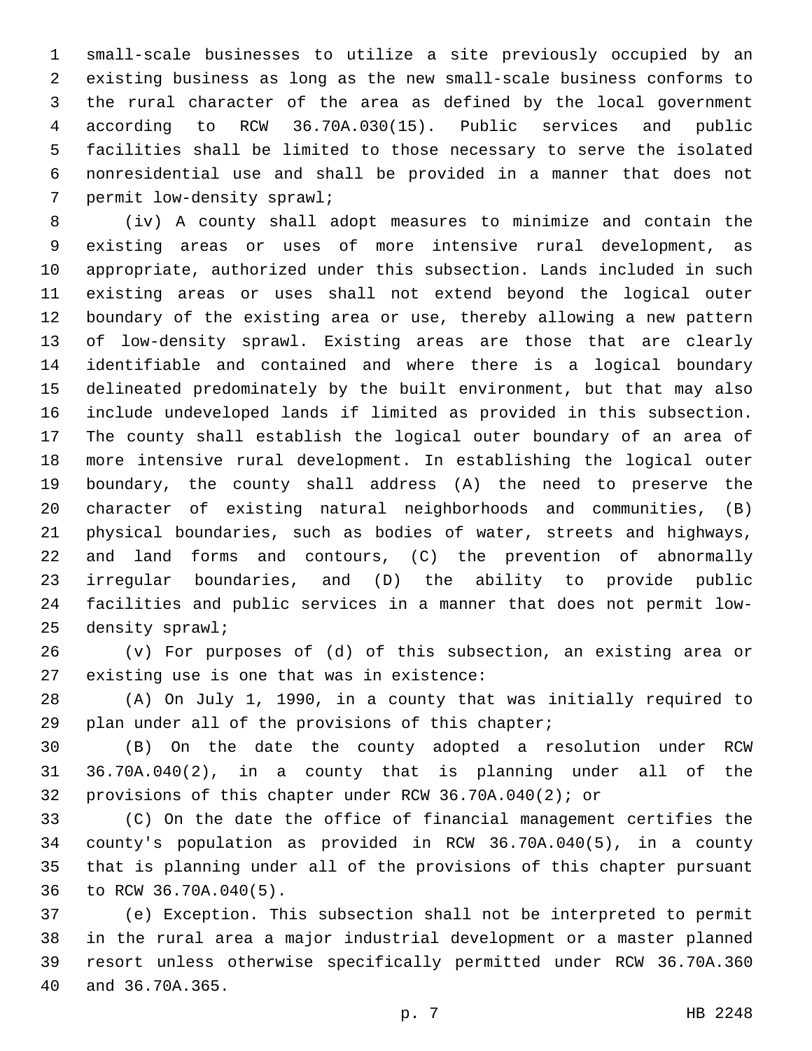small-scale businesses to utilize a site previously occupied by an existing business as long as the new small-scale business conforms to the rural character of the area as defined by the local government according to RCW 36.70A.030(15). Public services and public facilities shall be limited to those necessary to serve the isolated nonresidential use and shall be provided in a manner that does not permit low-density sprawl;

(iv) A county shall adopt measures to minimize and contain the existing areas or uses of more intensive rural development, as appropriate, authorized under this subsection. Lands included in such existing areas or uses shall not extend beyond the logical outer boundary of the existing area or use, thereby allowing a new pattern of low-density sprawl. Existing areas are those that are clearly identifiable and contained and where there is a logical boundary delineated predominately by the built environment, but that may also include undeveloped lands if limited as provided in this subsection. The county shall establish the logical outer boundary of an area of more intensive rural development. In establishing the logical outer boundary, the county shall address (A) the need to preserve the character of existing natural neighborhoods and communities, (B) physical boundaries, such as bodies of water, streets and highways, and land forms and contours, (C) the prevention of abnormally irregular boundaries, and (D) the ability to provide public facilities and public services in a manner that does not permit low-density sprawl;

(v) For purposes of (d) of this subsection, an existing area or existing use is one that was in existence:

(A) On July 1, 1990, in a county that was initially required to plan under all of the provisions of this chapter;

(B) On the date the county adopted a resolution under RCW 36.70A.040(2), in a county that is planning under all of the provisions of this chapter under RCW 36.70A.040(2); or

(C) On the date the office of financial management certifies the county's population as provided in RCW 36.70A.040(5), in a county that is planning under all of the provisions of this chapter pursuant to RCW 36.70A.040(5).

(e) Exception. This subsection shall not be interpreted to permit in the rural area a major industrial development or a master planned resort unless otherwise specifically permitted under RCW 36.70A.360 and 36.70A.365.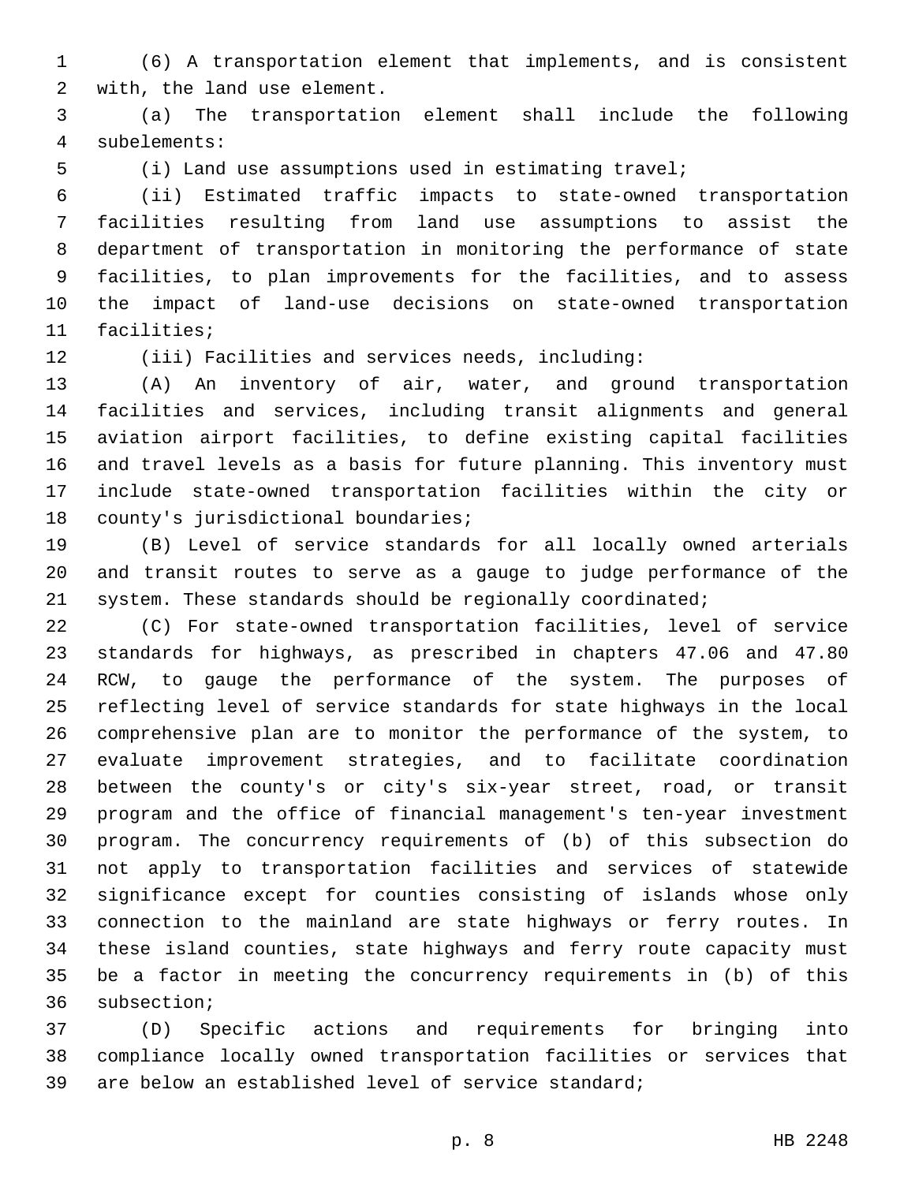(6) A transportation element that implements, and is consistent with, the land use element.

(a) The transportation element shall include the following subelements:

(i) Land use assumptions used in estimating travel;

(ii) Estimated traffic impacts to state-owned transportation facilities resulting from land use assumptions to assist the department of transportation in monitoring the performance of state facilities, to plan improvements for the facilities, and to assess the impact of land-use decisions on state-owned transportation facilities;

(iii) Facilities and services needs, including:

(A) An inventory of air, water, and ground transportation facilities and services, including transit alignments and general aviation airport facilities, to define existing capital facilities and travel levels as a basis for future planning. This inventory must include state-owned transportation facilities within the city or county's jurisdictional boundaries;

(B) Level of service standards for all locally owned arterials and transit routes to serve as a gauge to judge performance of the system. These standards should be regionally coordinated;

(C) For state-owned transportation facilities, level of service standards for highways, as prescribed in chapters 47.06 and 47.80 RCW, to gauge the performance of the system. The purposes of reflecting level of service standards for state highways in the local comprehensive plan are to monitor the performance of the system, to evaluate improvement strategies, and to facilitate coordination between the county's or city's six-year street, road, or transit program and the office of financial management's ten-year investment program. The concurrency requirements of (b) of this subsection do not apply to transportation facilities and services of statewide significance except for counties consisting of islands whose only connection to the mainland are state highways or ferry routes. In these island counties, state highways and ferry route capacity must be a factor in meeting the concurrency requirements in (b) of this subsection;

(D) Specific actions and requirements for bringing into compliance locally owned transportation facilities or services that are below an established level of service standard;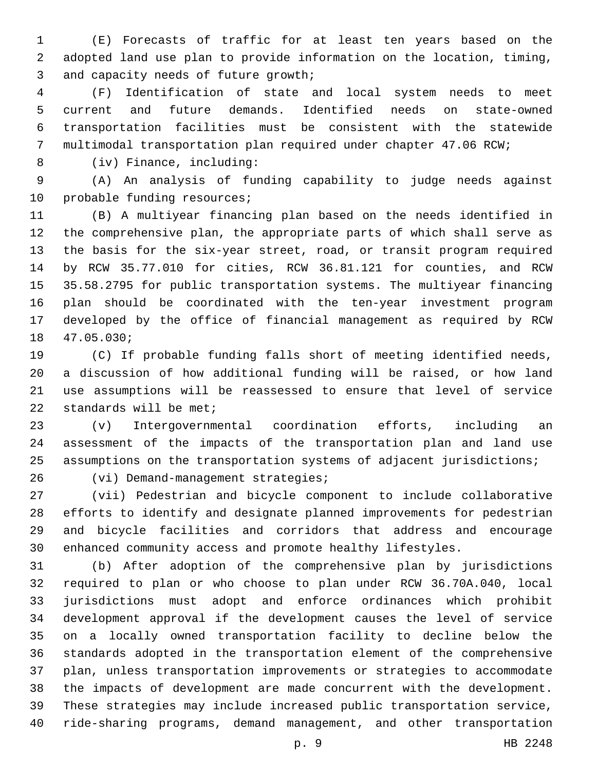(E) Forecasts of traffic for at least ten years based on the adopted land use plan to provide information on the location, timing, and capacity needs of future growth;

(F) Identification of state and local system needs to meet current and future demands. Identified needs on state-owned transportation facilities must be consistent with the statewide multimodal transportation plan required under chapter 47.06 RCW;

(iv) Finance, including:

(A) An analysis of funding capability to judge needs against probable funding resources;

(B) A multiyear financing plan based on the needs identified in the comprehensive plan, the appropriate parts of which shall serve as the basis for the six-year street, road, or transit program required by RCW 35.77.010 for cities, RCW 36.81.121 for counties, and RCW 35.58.2795 for public transportation systems. The multiyear financing plan should be coordinated with the ten-year investment program developed by the office of financial management as required by RCW 47.05.030;

(C) If probable funding falls short of meeting identified needs, a discussion of how additional funding will be raised, or how land use assumptions will be reassessed to ensure that level of service standards will be met;

(v) Intergovernmental coordination efforts, including an assessment of the impacts of the transportation plan and land use assumptions on the transportation systems of adjacent jurisdictions;

(vi) Demand-management strategies;

(vii) Pedestrian and bicycle component to include collaborative efforts to identify and designate planned improvements for pedestrian and bicycle facilities and corridors that address and encourage enhanced community access and promote healthy lifestyles.

(b) After adoption of the comprehensive plan by jurisdictions required to plan or who choose to plan under RCW 36.70A.040, local jurisdictions must adopt and enforce ordinances which prohibit development approval if the development causes the level of service on a locally owned transportation facility to decline below the standards adopted in the transportation element of the comprehensive plan, unless transportation improvements or strategies to accommodate the impacts of development are made concurrent with the development. These strategies may include increased public transportation service, ride-sharing programs, demand management, and other transportation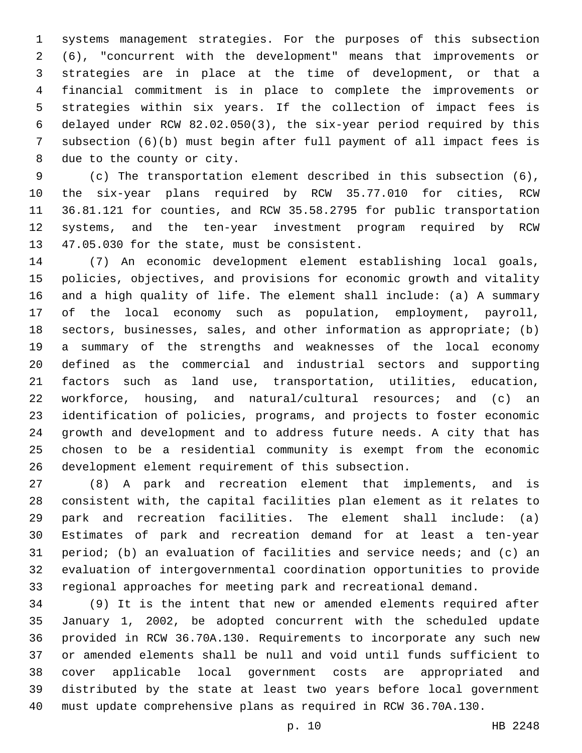systems management strategies. For the purposes of this subsection (6), "concurrent with the development" means that improvements or strategies are in place at the time of development, or that a financial commitment is in place to complete the improvements or strategies within six years. If the collection of impact fees is delayed under RCW 82.02.050(3), the six-year period required by this subsection (6)(b) must begin after full payment of all impact fees is due to the county or city.

(c) The transportation element described in this subsection (6), the six-year plans required by RCW 35.77.010 for cities, RCW 36.81.121 for counties, and RCW 35.58.2795 for public transportation systems, and the ten-year investment program required by RCW 47.05.030 for the state, must be consistent.

(7) An economic development element establishing local goals, policies, objectives, and provisions for economic growth and vitality and a high quality of life. The element shall include: (a) A summary of the local economy such as population, employment, payroll, sectors, businesses, sales, and other information as appropriate; (b) a summary of the strengths and weaknesses of the local economy defined as the commercial and industrial sectors and supporting factors such as land use, transportation, utilities, education, workforce, housing, and natural/cultural resources; and (c) an identification of policies, programs, and projects to foster economic growth and development and to address future needs. A city that has chosen to be a residential community is exempt from the economic development element requirement of this subsection.

(8) A park and recreation element that implements, and is consistent with, the capital facilities plan element as it relates to park and recreation facilities. The element shall include: (a) Estimates of park and recreation demand for at least a ten-year period; (b) an evaluation of facilities and service needs; and (c) an evaluation of intergovernmental coordination opportunities to provide regional approaches for meeting park and recreational demand.

(9) It is the intent that new or amended elements required after January 1, 2002, be adopted concurrent with the scheduled update provided in RCW 36.70A.130. Requirements to incorporate any such new or amended elements shall be null and void until funds sufficient to cover applicable local government costs are appropriated and distributed by the state at least two years before local government must update comprehensive plans as required in RCW 36.70A.130.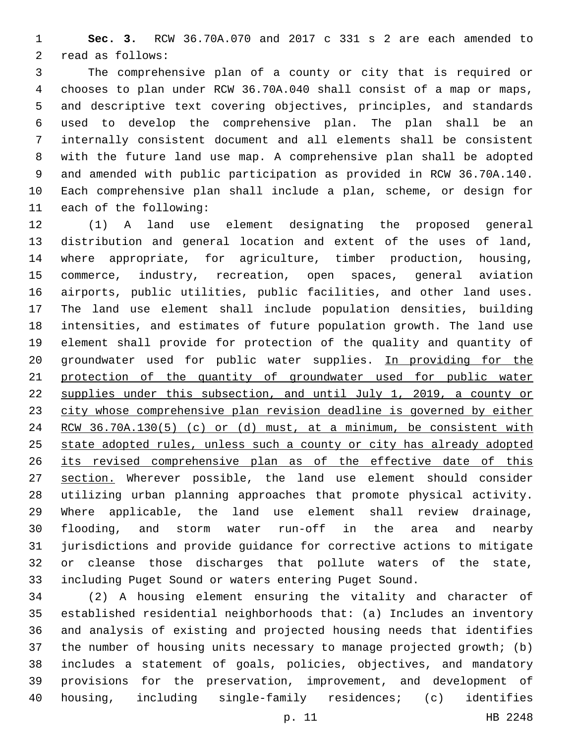**Sec. 3.** RCW 36.70A.070 and 2017 c 331 s 2 are each amended to read as follows:

The comprehensive plan of a county or city that is required or chooses to plan under RCW 36.70A.040 shall consist of a map or maps, and descriptive text covering objectives, principles, and standards used to develop the comprehensive plan. The plan shall be an internally consistent document and all elements shall be consistent with the future land use map. A comprehensive plan shall be adopted and amended with public participation as provided in RCW 36.70A.140. Each comprehensive plan shall include a plan, scheme, or design for each of the following:

(1) A land use element designating the proposed general distribution and general location and extent of the uses of land, where appropriate, for agriculture, timber production, housing, commerce, industry, recreation, open spaces, general aviation airports, public utilities, public facilities, and other land uses. The land use element shall include population densities, building intensities, and estimates of future population growth. The land use element shall provide for protection of the quality and quantity of groundwater used for public water supplies. <u>In providing for the protection of the quantity of groundwater used for public water supplies under this subsection, and until July 1, 2019, a county or city whose comprehensive plan revision deadline is governed by either RCW 36.70A.130(5) (c) or (d) must, at a minimum, be consistent with state adopted rules, unless such a county or city has already adopted its revised comprehensive plan as of the effective date of this section.</u> Wherever possible, the land use element should consider utilizing urban planning approaches that promote physical activity. Where applicable, the land use element shall review drainage, flooding, and storm water run-off in the area and nearby jurisdictions and provide guidance for corrective actions to mitigate or cleanse those discharges that pollute waters of the state, including Puget Sound or waters entering Puget Sound.

(2) A housing element ensuring the vitality and character of established residential neighborhoods that: (a) Includes an inventory and analysis of existing and projected housing needs that identifies the number of housing units necessary to manage projected growth; (b) includes a statement of goals, policies, objectives, and mandatory provisions for the preservation, improvement, and development of housing, including single-family residences; (c) identifies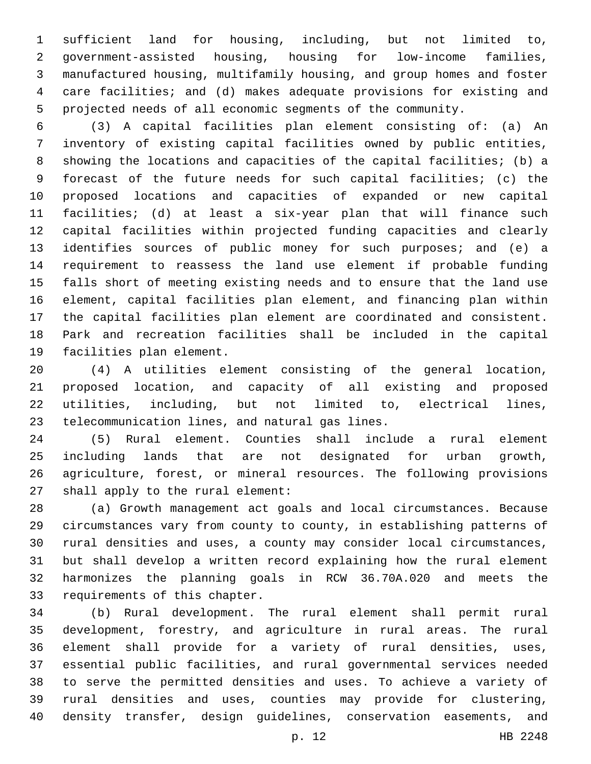sufficient land for housing, including, but not limited to, government-assisted housing, housing for low-income families, manufactured housing, multifamily housing, and group homes and foster care facilities; and (d) makes adequate provisions for existing and projected needs of all economic segments of the community.

(3) A capital facilities plan element consisting of: (a) An inventory of existing capital facilities owned by public entities, showing the locations and capacities of the capital facilities; (b) a forecast of the future needs for such capital facilities; (c) the proposed locations and capacities of expanded or new capital facilities; (d) at least a six-year plan that will finance such capital facilities within projected funding capacities and clearly identifies sources of public money for such purposes; and (e) a requirement to reassess the land use element if probable funding falls short of meeting existing needs and to ensure that the land use element, capital facilities plan element, and financing plan within the capital facilities plan element are coordinated and consistent. Park and recreation facilities shall be included in the capital facilities plan element.

(4) A utilities element consisting of the general location, proposed location, and capacity of all existing and proposed utilities, including, but not limited to, electrical lines, telecommunication lines, and natural gas lines.

(5) Rural element. Counties shall include a rural element including lands that are not designated for urban growth, agriculture, forest, or mineral resources. The following provisions shall apply to the rural element:

(a) Growth management act goals and local circumstances. Because circumstances vary from county to county, in establishing patterns of rural densities and uses, a county may consider local circumstances, but shall develop a written record explaining how the rural element harmonizes the planning goals in RCW 36.70A.020 and meets the requirements of this chapter.

(b) Rural development. The rural element shall permit rural development, forestry, and agriculture in rural areas. The rural element shall provide for a variety of rural densities, uses, essential public facilities, and rural governmental services needed to serve the permitted densities and uses. To achieve a variety of rural densities and uses, counties may provide for clustering, density transfer, design guidelines, conservation easements, and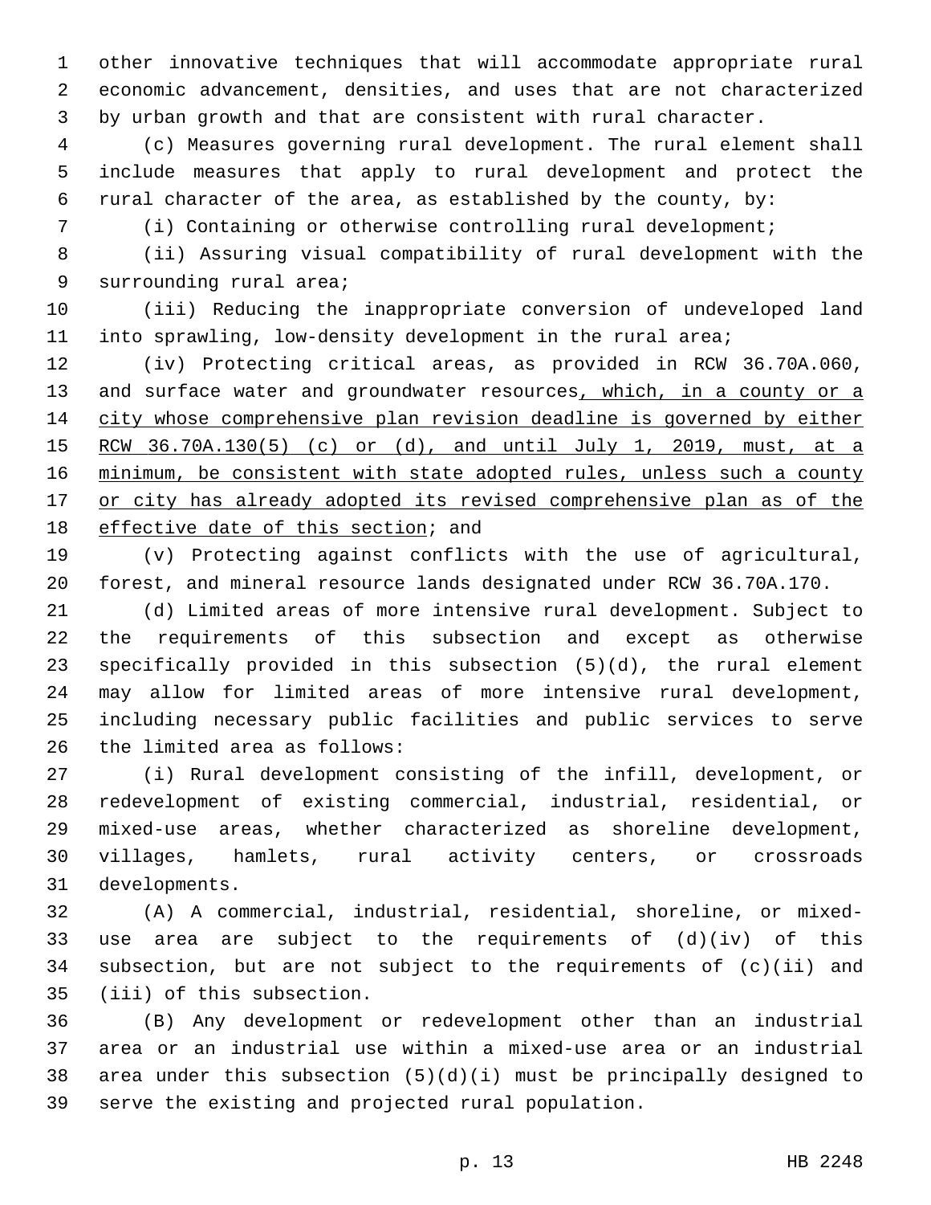other innovative techniques that will accommodate appropriate rural economic advancement, densities, and uses that are not characterized by urban growth and that are consistent with rural character.

(c) Measures governing rural development. The rural element shall include measures that apply to rural development and protect the rural character of the area, as established by the county, by:

(i) Containing or otherwise controlling rural development;

(ii) Assuring visual compatibility of rural development with the surrounding rural area;

(iii) Reducing the inappropriate conversion of undeveloped land into sprawling, low-density development in the rural area;

(iv) Protecting critical areas, as provided in RCW 36.70A.060, and surface water and groundwater resources<u>, which, in a county or a city whose comprehensive plan revision deadline is governed by either RCW 36.70A.130(5) (c) or (d), and until July 1, 2019, must, at a minimum, be consistent with state adopted rules, unless such a county or city has already adopted its revised comprehensive plan as of the effective date of this section</u>; and

(v) Protecting against conflicts with the use of agricultural, forest, and mineral resource lands designated under RCW 36.70A.170.

(d) Limited areas of more intensive rural development. Subject to the requirements of this subsection and except as otherwise specifically provided in this subsection (5)(d), the rural element may allow for limited areas of more intensive rural development, including necessary public facilities and public services to serve the limited area as follows:

(i) Rural development consisting of the infill, development, or redevelopment of existing commercial, industrial, residential, or mixed-use areas, whether characterized as shoreline development, villages, hamlets, rural activity centers, or crossroads developments.

(A) A commercial, industrial, residential, shoreline, or mixed-use area are subject to the requirements of (d)(iv) of this subsection, but are not subject to the requirements of (c)(ii) and (iii) of this subsection.

(B) Any development or redevelopment other than an industrial area or an industrial use within a mixed-use area or an industrial area under this subsection (5)(d)(i) must be principally designed to serve the existing and projected rural population.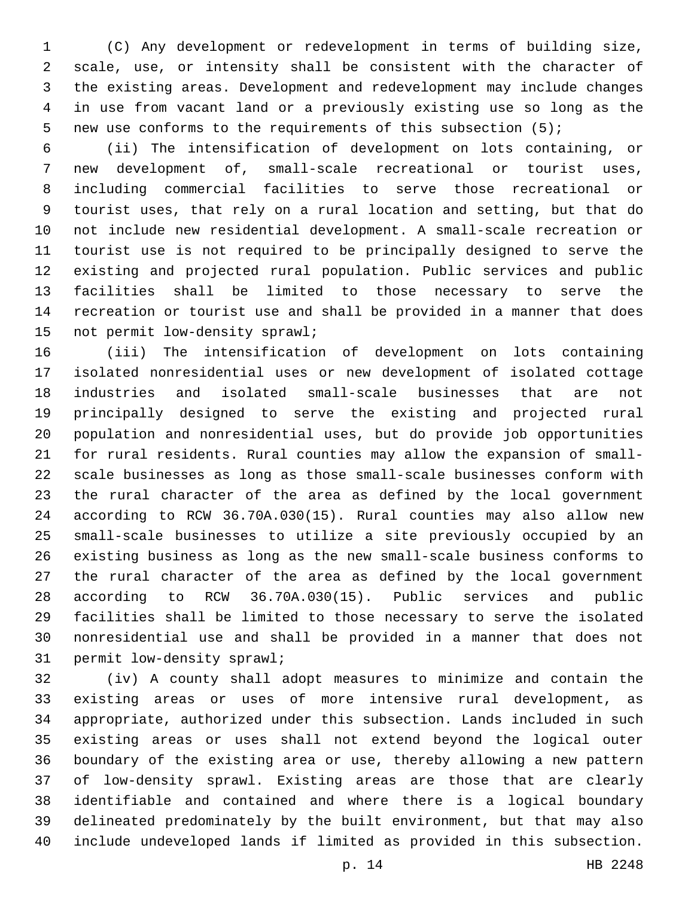(C) Any development or redevelopment in terms of building size, scale, use, or intensity shall be consistent with the character of the existing areas. Development and redevelopment may include changes in use from vacant land or a previously existing use so long as the new use conforms to the requirements of this subsection (5);

(ii) The intensification of development on lots containing, or new development of, small-scale recreational or tourist uses, including commercial facilities to serve those recreational or tourist uses, that rely on a rural location and setting, but that do not include new residential development. A small-scale recreation or tourist use is not required to be principally designed to serve the existing and projected rural population. Public services and public facilities shall be limited to those necessary to serve the recreation or tourist use and shall be provided in a manner that does not permit low-density sprawl;

(iii) The intensification of development on lots containing isolated nonresidential uses or new development of isolated cottage industries and isolated small-scale businesses that are not principally designed to serve the existing and projected rural population and nonresidential uses, but do provide job opportunities for rural residents. Rural counties may allow the expansion of small-scale businesses as long as those small-scale businesses conform with the rural character of the area as defined by the local government according to RCW 36.70A.030(15). Rural counties may also allow new small-scale businesses to utilize a site previously occupied by an existing business as long as the new small-scale business conforms to the rural character of the area as defined by the local government according to RCW 36.70A.030(15). Public services and public facilities shall be limited to those necessary to serve the isolated nonresidential use and shall be provided in a manner that does not permit low-density sprawl;

(iv) A county shall adopt measures to minimize and contain the existing areas or uses of more intensive rural development, as appropriate, authorized under this subsection. Lands included in such existing areas or uses shall not extend beyond the logical outer boundary of the existing area or use, thereby allowing a new pattern of low-density sprawl. Existing areas are those that are clearly identifiable and contained and where there is a logical boundary delineated predominately by the built environment, but that may also include undeveloped lands if limited as provided in this subsection.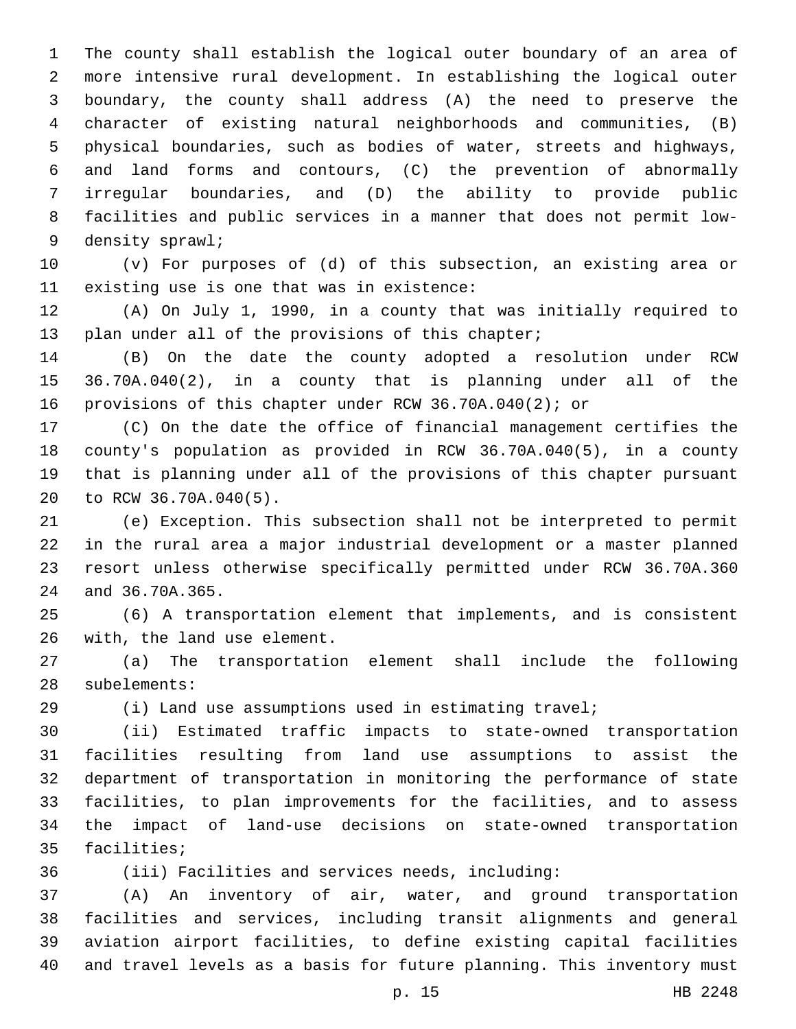The county shall establish the logical outer boundary of an area of more intensive rural development. In establishing the logical outer boundary, the county shall address (A) the need to preserve the character of existing natural neighborhoods and communities, (B) physical boundaries, such as bodies of water, streets and highways, and land forms and contours, (C) the prevention of abnormally irregular boundaries, and (D) the ability to provide public facilities and public services in a manner that does not permit low-density sprawl;

(v) For purposes of (d) of this subsection, an existing area or existing use is one that was in existence:

(A) On July 1, 1990, in a county that was initially required to plan under all of the provisions of this chapter;

(B) On the date the county adopted a resolution under RCW 36.70A.040(2), in a county that is planning under all of the provisions of this chapter under RCW 36.70A.040(2); or

(C) On the date the office of financial management certifies the county's population as provided in RCW 36.70A.040(5), in a county that is planning under all of the provisions of this chapter pursuant to RCW 36.70A.040(5).

(e) Exception. This subsection shall not be interpreted to permit in the rural area a major industrial development or a master planned resort unless otherwise specifically permitted under RCW 36.70A.360 and 36.70A.365.

(6) A transportation element that implements, and is consistent with, the land use element.

(a) The transportation element shall include the following subelements:

(i) Land use assumptions used in estimating travel;

(ii) Estimated traffic impacts to state-owned transportation facilities resulting from land use assumptions to assist the department of transportation in monitoring the performance of state facilities, to plan improvements for the facilities, and to assess the impact of land-use decisions on state-owned transportation facilities;

(iii) Facilities and services needs, including:

(A) An inventory of air, water, and ground transportation facilities and services, including transit alignments and general aviation airport facilities, to define existing capital facilities and travel levels as a basis for future planning. This inventory must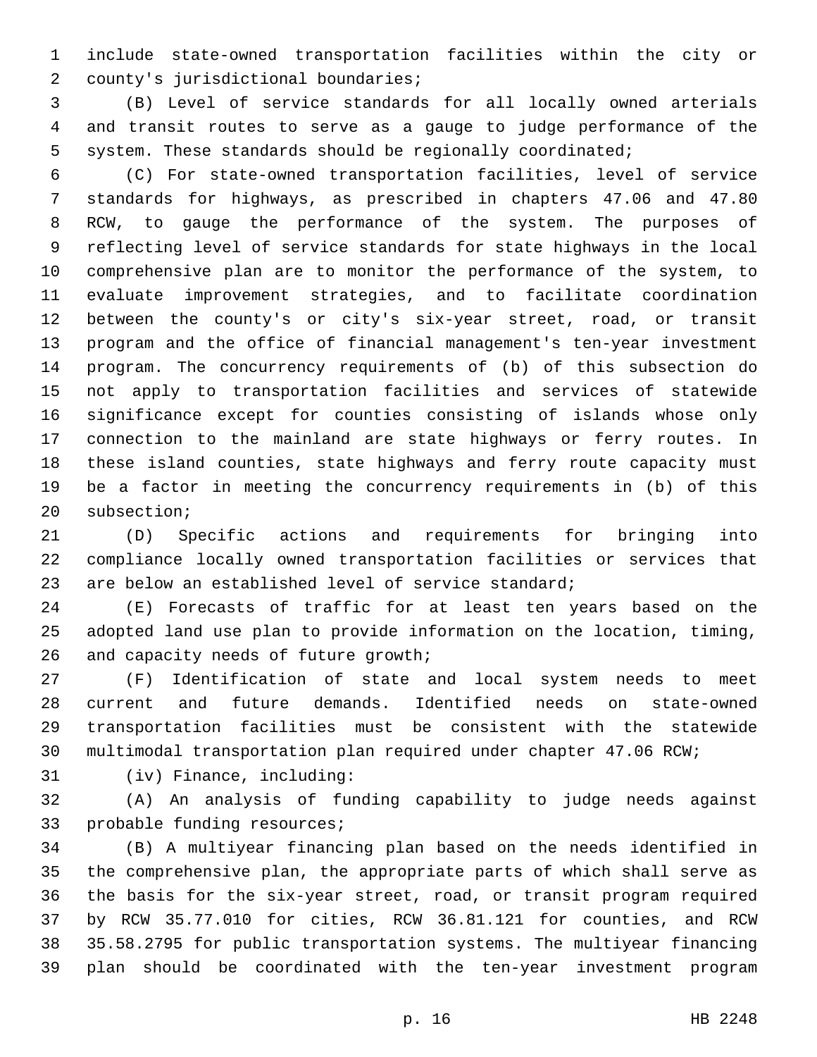include state-owned transportation facilities within the city or county's jurisdictional boundaries;

(B) Level of service standards for all locally owned arterials and transit routes to serve as a gauge to judge performance of the system. These standards should be regionally coordinated;

(C) For state-owned transportation facilities, level of service standards for highways, as prescribed in chapters 47.06 and 47.80 RCW, to gauge the performance of the system. The purposes of reflecting level of service standards for state highways in the local comprehensive plan are to monitor the performance of the system, to evaluate improvement strategies, and to facilitate coordination between the county's or city's six-year street, road, or transit program and the office of financial management's ten-year investment program. The concurrency requirements of (b) of this subsection do not apply to transportation facilities and services of statewide significance except for counties consisting of islands whose only connection to the mainland are state highways or ferry routes. In these island counties, state highways and ferry route capacity must be a factor in meeting the concurrency requirements in (b) of this subsection;

(D) Specific actions and requirements for bringing into compliance locally owned transportation facilities or services that are below an established level of service standard;

(E) Forecasts of traffic for at least ten years based on the adopted land use plan to provide information on the location, timing, and capacity needs of future growth;

(F) Identification of state and local system needs to meet current and future demands. Identified needs on state-owned transportation facilities must be consistent with the statewide multimodal transportation plan required under chapter 47.06 RCW;

(iv) Finance, including:

(A) An analysis of funding capability to judge needs against probable funding resources;

(B) A multiyear financing plan based on the needs identified in the comprehensive plan, the appropriate parts of which shall serve as the basis for the six-year street, road, or transit program required by RCW 35.77.010 for cities, RCW 36.81.121 for counties, and RCW 35.58.2795 for public transportation systems. The multiyear financing plan should be coordinated with the ten-year investment program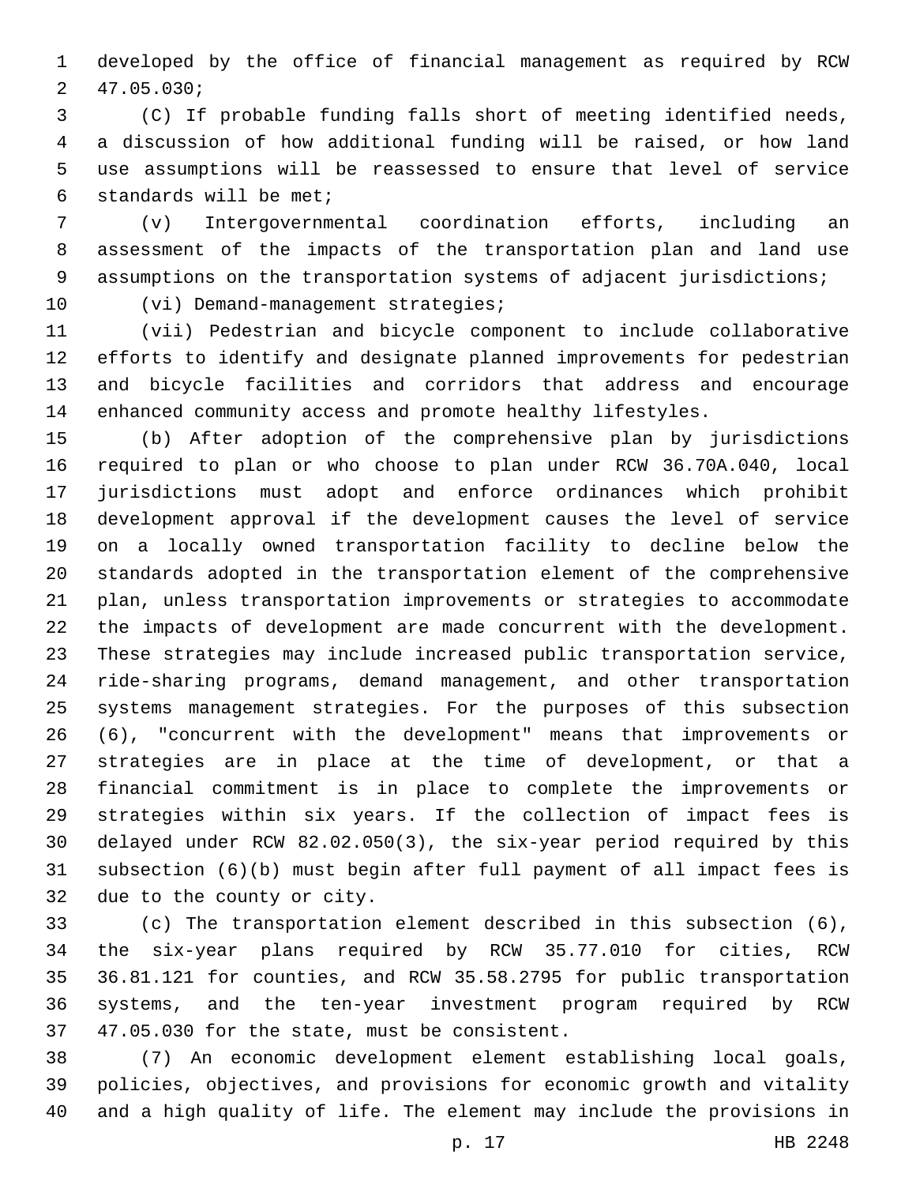developed by the office of financial management as required by RCW 47.05.030;

(C) If probable funding falls short of meeting identified needs, a discussion of how additional funding will be raised, or how land use assumptions will be reassessed to ensure that level of service standards will be met;

(v) Intergovernmental coordination efforts, including an assessment of the impacts of the transportation plan and land use assumptions on the transportation systems of adjacent jurisdictions;

(vi) Demand-management strategies;

(vii) Pedestrian and bicycle component to include collaborative efforts to identify and designate planned improvements for pedestrian and bicycle facilities and corridors that address and encourage enhanced community access and promote healthy lifestyles.

(b) After adoption of the comprehensive plan by jurisdictions required to plan or who choose to plan under RCW 36.70A.040, local jurisdictions must adopt and enforce ordinances which prohibit development approval if the development causes the level of service on a locally owned transportation facility to decline below the standards adopted in the transportation element of the comprehensive plan, unless transportation improvements or strategies to accommodate the impacts of development are made concurrent with the development. These strategies may include increased public transportation service, ride-sharing programs, demand management, and other transportation systems management strategies. For the purposes of this subsection (6), "concurrent with the development" means that improvements or strategies are in place at the time of development, or that a financial commitment is in place to complete the improvements or strategies within six years. If the collection of impact fees is delayed under RCW 82.02.050(3), the six-year period required by this subsection (6)(b) must begin after full payment of all impact fees is due to the county or city.

(c) The transportation element described in this subsection (6), the six-year plans required by RCW 35.77.010 for cities, RCW 36.81.121 for counties, and RCW 35.58.2795 for public transportation systems, and the ten-year investment program required by RCW 47.05.030 for the state, must be consistent.

(7) An economic development element establishing local goals, policies, objectives, and provisions for economic growth and vitality and a high quality of life. The element may include the provisions in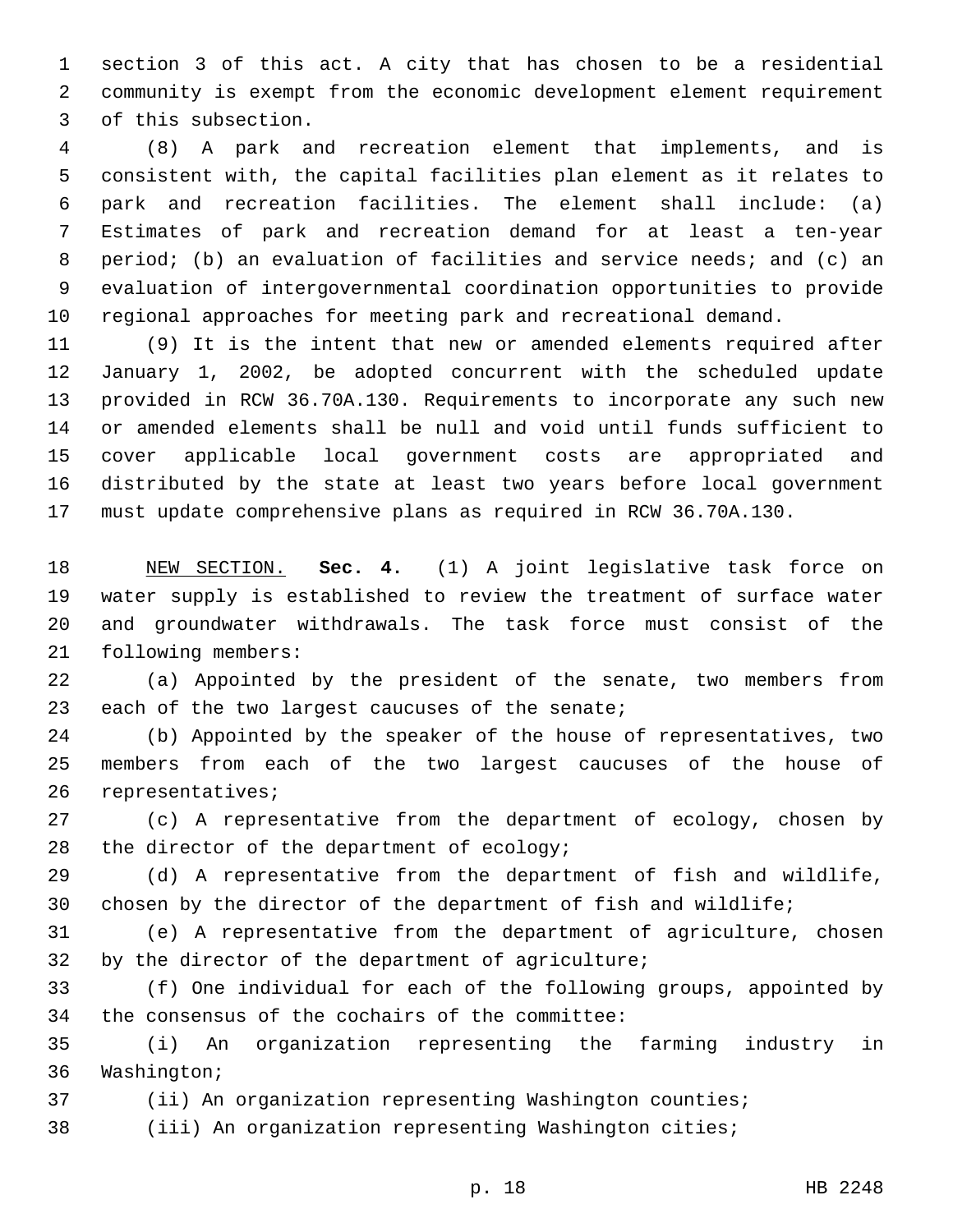section 3 of this act. A city that has chosen to be a residential community is exempt from the economic development element requirement of this subsection.

(8) A park and recreation element that implements, and is consistent with, the capital facilities plan element as it relates to park and recreation facilities. The element shall include: (a) Estimates of park and recreation demand for at least a ten-year period; (b) an evaluation of facilities and service needs; and (c) an evaluation of intergovernmental coordination opportunities to provide regional approaches for meeting park and recreational demand.

(9) It is the intent that new or amended elements required after January 1, 2002, be adopted concurrent with the scheduled update provided in RCW 36.70A.130. Requirements to incorporate any such new or amended elements shall be null and void until funds sufficient to cover applicable local government costs are appropriated and distributed by the state at least two years before local government must update comprehensive plans as required in RCW 36.70A.130.

NEW SECTION. **Sec. 4.** (1) A joint legislative task force on water supply is established to review the treatment of surface water and groundwater withdrawals. The task force must consist of the following members:

(a) Appointed by the president of the senate, two members from each of the two largest caucuses of the senate;

(b) Appointed by the speaker of the house of representatives, two members from each of the two largest caucuses of the house of representatives;

(c) A representative from the department of ecology, chosen by the director of the department of ecology;

(d) A representative from the department of fish and wildlife, chosen by the director of the department of fish and wildlife;

(e) A representative from the department of agriculture, chosen by the director of the department of agriculture;

(f) One individual for each of the following groups, appointed by the consensus of the cochairs of the committee:

(i) An organization representing the farming industry in Washington;

(ii) An organization representing Washington counties;

(iii) An organization representing Washington cities;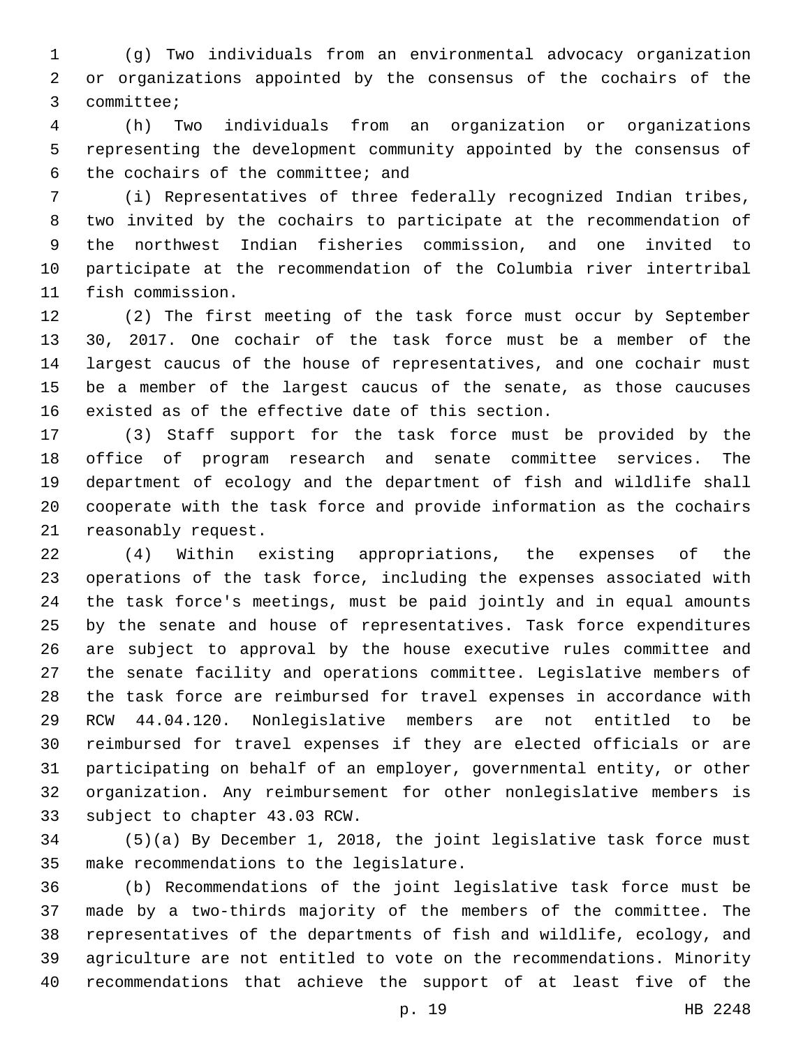(g) Two individuals from an environmental advocacy organization or organizations appointed by the consensus of the cochairs of the committee;

(h) Two individuals from an organization or organizations representing the development community appointed by the consensus of the cochairs of the committee; and

(i) Representatives of three federally recognized Indian tribes, two invited by the cochairs to participate at the recommendation of the northwest Indian fisheries commission, and one invited to participate at the recommendation of the Columbia river intertribal fish commission.

(2) The first meeting of the task force must occur by September 30, 2017. One cochair of the task force must be a member of the largest caucus of the house of representatives, and one cochair must be a member of the largest caucus of the senate, as those caucuses existed as of the effective date of this section.

(3) Staff support for the task force must be provided by the office of program research and senate committee services. The department of ecology and the department of fish and wildlife shall cooperate with the task force and provide information as the cochairs reasonably request.

(4) Within existing appropriations, the expenses of the operations of the task force, including the expenses associated with the task force's meetings, must be paid jointly and in equal amounts by the senate and house of representatives. Task force expenditures are subject to approval by the house executive rules committee and the senate facility and operations committee. Legislative members of the task force are reimbursed for travel expenses in accordance with RCW 44.04.120. Nonlegislative members are not entitled to be reimbursed for travel expenses if they are elected officials or are participating on behalf of an employer, governmental entity, or other organization. Any reimbursement for other nonlegislative members is subject to chapter 43.03 RCW.

(5)(a) By December 1, 2018, the joint legislative task force must make recommendations to the legislature.

(b) Recommendations of the joint legislative task force must be made by a two-thirds majority of the members of the committee. The representatives of the departments of fish and wildlife, ecology, and agriculture are not entitled to vote on the recommendations. Minority recommendations that achieve the support of at least five of the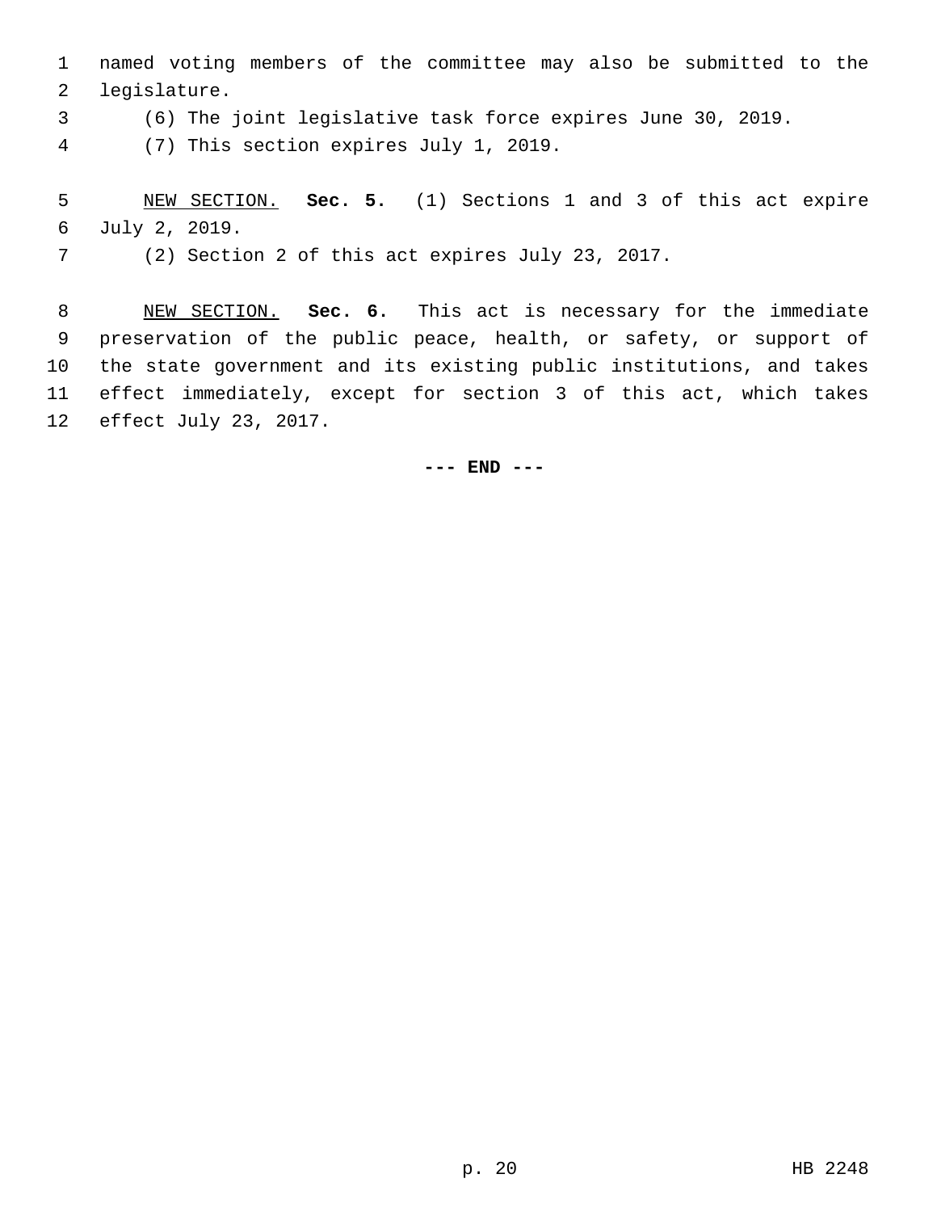named voting members of the committee may also be submitted to the legislature.

(6) The joint legislative task force expires June 30, 2019.

(7) This section expires July 1, 2019.

NEW SECTION. **Sec. 5.** (1) Sections 1 and 3 of this act expire July 2, 2019.

(2) Section 2 of this act expires July 23, 2017.

NEW SECTION. **Sec. 6.** This act is necessary for the immediate preservation of the public peace, health, or safety, or support of the state government and its existing public institutions, and takes effect immediately, except for section 3 of this act, which takes effect July 23, 2017.

**--- END ---**